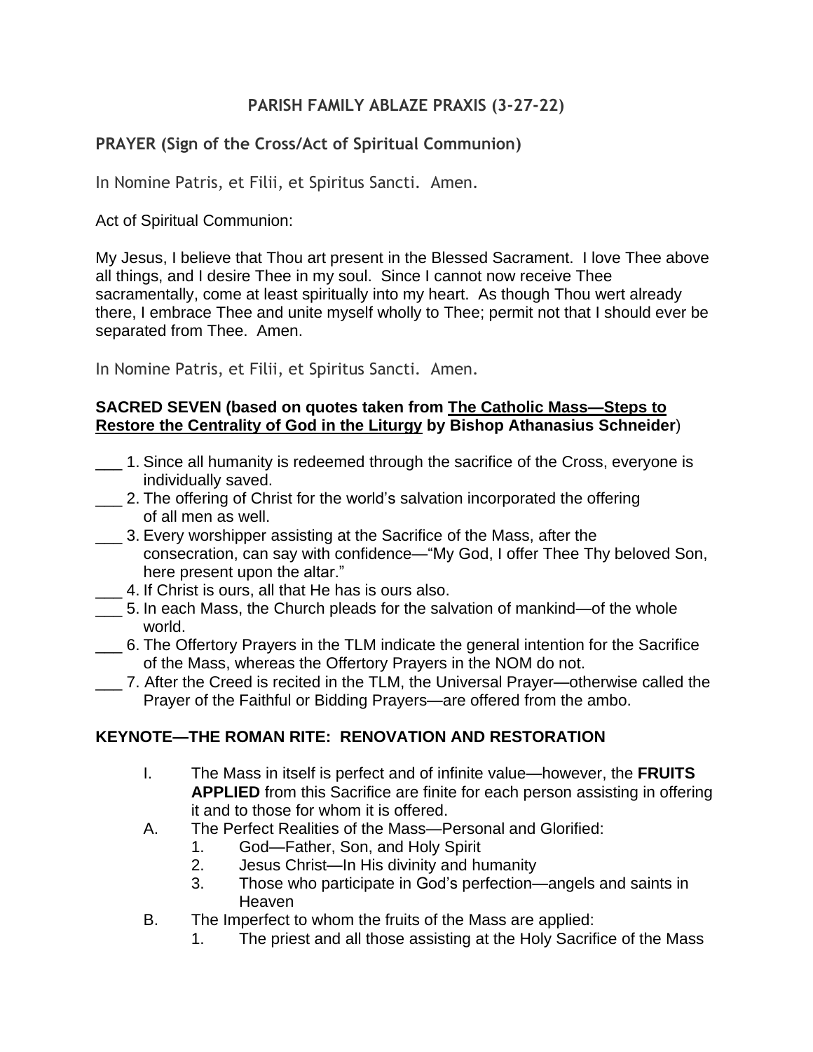## PARISH FAMILY ABLAZE PRAXIS (3-27-22)

### PRAYER (Sign of the Cross/Act of Spiritual Communion)

In Nomine Patris, et Filii, et Spiritus Sancti. Amen.

Act of Spiritual Communion:

My Jesus, I believe that Thou art present in the Blessed Sacrament. I love Thee above all things, and I desire Thee in my soul. Since I cannot now receive Thee sacramentally, come at least spiritually into my heart. As though Thou wert already there, I embrace Thee and unite myself wholly to Thee; permit not that I should ever be separated from Thee. Amen.

In Nomine Patris, et Filii, et Spiritus Sancti. Amen.

**SACRED SEVEN (based on quotes taken from <u>The Catholic Mass—Steps to Restore the Centrality of God in the Liturgy</u> by Bishop Athanasius Schneider)**

___ 1. Since all humanity is redeemed through the sacrifice of the Cross, everyone is individually saved.
___ 2. The offering of Christ for the world's salvation incorporated the offering of all men as well.
___ 3. Every worshipper assisting at the Sacrifice of the Mass, after the consecration, can say with confidence—"My God, I offer Thee Thy beloved Son, here present upon the altar."
___ 4. If Christ is ours, all that He has is ours also.
___ 5. In each Mass, the Church pleads for the salvation of mankind—of the whole world.
___ 6. The Offertory Prayers in the TLM indicate the general intention for the Sacrifice of the Mass, whereas the Offertory Prayers in the NOM do not.
___ 7. After the Creed is recited in the TLM, the Universal Prayer—otherwise called the Prayer of the Faithful or Bidding Prayers—are offered from the ambo.

**KEYNOTE—THE ROMAN RITE: RENOVATION AND RESTORATION**

I. The Mass in itself is perfect and of infinite value—however, the **FRUITS APPLIED** from this Sacrifice are finite for each person assisting in offering it and to those for whom it is offered.

A. The Perfect Realities of the Mass—Personal and Glorified:
   1. God—Father, Son, and Holy Spirit
   2. Jesus Christ—In His divinity and humanity
   3. Those who participate in God's perfection—angels and saints in Heaven

B. The Imperfect to whom the fruits of the Mass are applied:
   1. The priest and all those assisting at the Holy Sacrifice of the Mass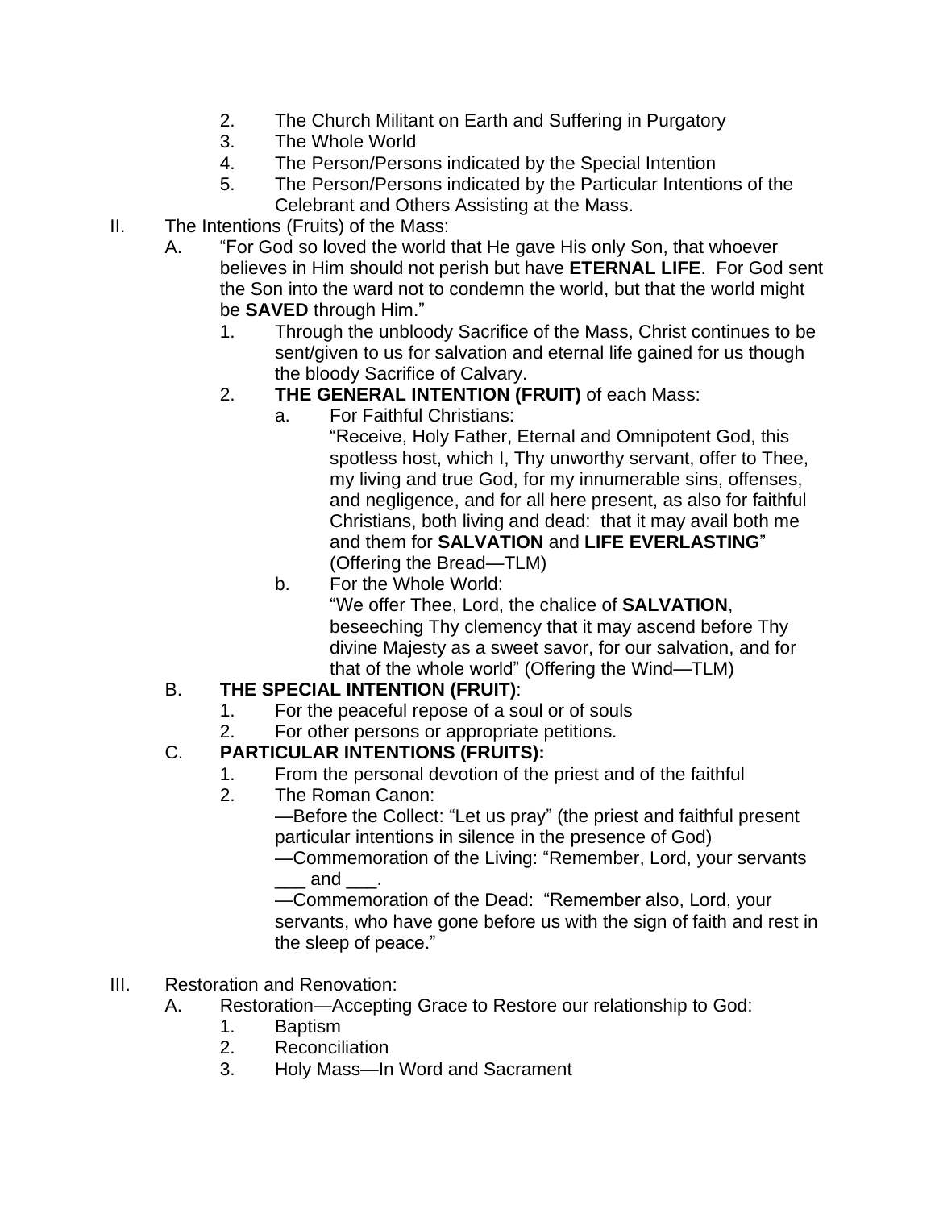2. The Church Militant on Earth and Suffering in Purgatory
3. The Whole World
4. The Person/Persons indicated by the Special Intention
5. The Person/Persons indicated by the Particular Intentions of the Celebrant and Others Assisting at the Mass.

II. The Intentions (Fruits) of the Mass:

A. "For God so loved the world that He gave His only Son, that whoever believes in Him should not perish but have **ETERNAL LIFE**. For God sent the Son into the ward not to condemn the world, but that the world might be **SAVED** through Him."

1. Through the unbloody Sacrifice of the Mass, Christ continues to be sent/given to us for salvation and eternal life gained for us though the bloody Sacrifice of Calvary.
2. **THE GENERAL INTENTION (FRUIT)** of each Mass:
   a. For Faithful Christians:
      "Receive, Holy Father, Eternal and Omnipotent God, this spotless host, which I, Thy unworthy servant, offer to Thee, my living and true God, for my innumerable sins, offenses, and negligence, and for all here present, as also for faithful Christians, both living and dead: that it may avail both me and them for **SALVATION** and **LIFE EVERLASTING**" (Offering the Bread—TLM)
   b. For the Whole World:
      "We offer Thee, Lord, the chalice of **SALVATION**, beseeching Thy clemency that it may ascend before Thy divine Majesty as a sweet savor, for our salvation, and for that of the whole world" (Offering the Wind—TLM)

B. **THE SPECIAL INTENTION (FRUIT)**:

1. For the peaceful repose of a soul or of souls
2. For other persons or appropriate petitions.

C. **PARTICULAR INTENTIONS (FRUITS):**

1. From the personal devotion of the priest and of the faithful
2. The Roman Canon:
   —Before the Collect: "Let us pray" (the priest and faithful present particular intentions in silence in the presence of God)
   —Commemoration of the Living: "Remember, Lord, your servants ___ and ___.
   —Commemoration of the Dead: "Remember also, Lord, your servants, who have gone before us with the sign of faith and rest in the sleep of peace."

III. Restoration and Renovation:

A. Restoration—Accepting Grace to Restore our relationship to God:

1. Baptism
2. Reconciliation
3. Holy Mass—In Word and Sacrament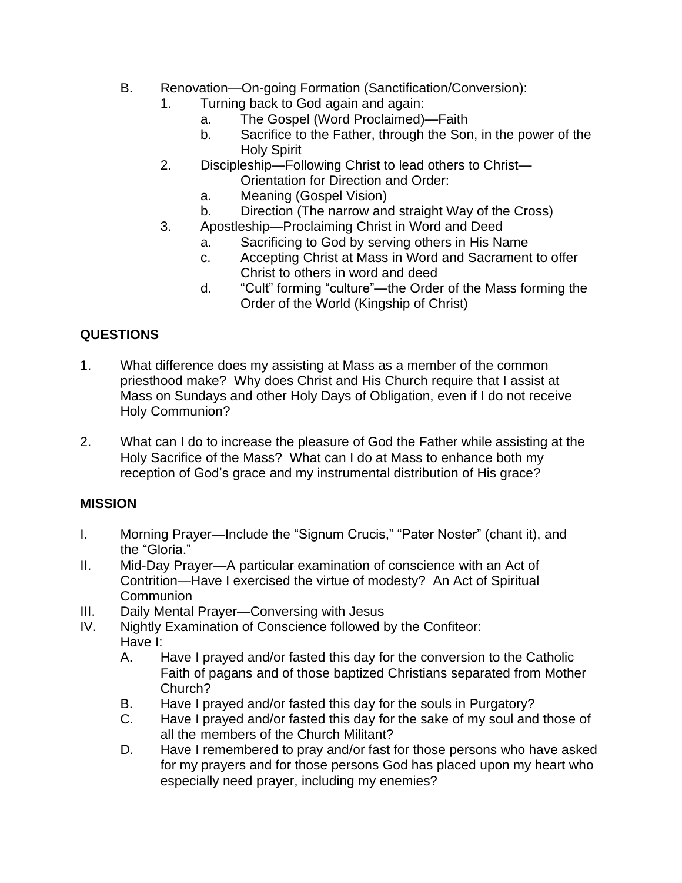B. Renovation—On-going Formation (Sanctification/Conversion):
   1. Turning back to God again and again:
      a. The Gospel (Word Proclaimed)—Faith
      b. Sacrifice to the Father, through the Son, in the power of the Holy Spirit
   2. Discipleship—Following Christ to lead others to Christ—Orientation for Direction and Order:
      a. Meaning (Gospel Vision)
      b. Direction (The narrow and straight Way of the Cross)
   3. Apostleship—Proclaiming Christ in Word and Deed
      a. Sacrificing to God by serving others in His Name
      c. Accepting Christ at Mass in Word and Sacrament to offer Christ to others in word and deed
      d. "Cult" forming "culture"—the Order of the Mass forming the Order of the World (Kingship of Christ)

**QUESTIONS**

1. What difference does my assisting at Mass as a member of the common priesthood make? Why does Christ and His Church require that I assist at Mass on Sundays and other Holy Days of Obligation, even if I do not receive Holy Communion?

2. What can I do to increase the pleasure of God the Father while assisting at the Holy Sacrifice of the Mass? What can I do at Mass to enhance both my reception of God's grace and my instrumental distribution of His grace?

**MISSION**

I. Morning Prayer—Include the "Signum Crucis," "Pater Noster" (chant it), and the "Gloria."

II. Mid-Day Prayer—A particular examination of conscience with an Act of Contrition—Have I exercised the virtue of modesty? An Act of Spiritual Communion

III. Daily Mental Prayer—Conversing with Jesus

IV. Nightly Examination of Conscience followed by the Confiteor:
   Have I:
   A. Have I prayed and/or fasted this day for the conversion to the Catholic Faith of pagans and of those baptized Christians separated from Mother Church?
   B. Have I prayed and/or fasted this day for the souls in Purgatory?
   C. Have I prayed and/or fasted this day for the sake of my soul and those of all the members of the Church Militant?
   D. Have I remembered to pray and/or fast for those persons who have asked for my prayers and for those persons God has placed upon my heart who especially need prayer, including my enemies?